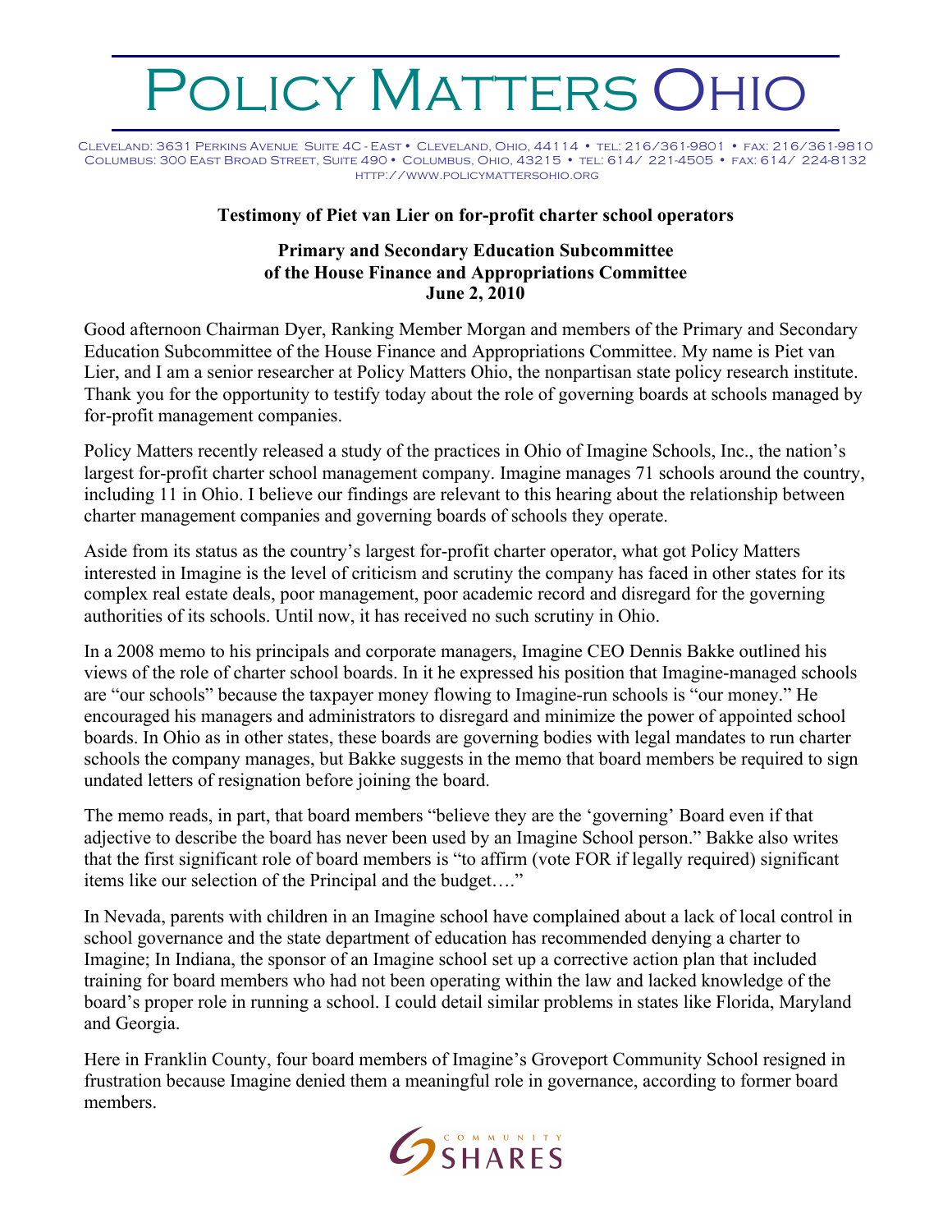# Policy Matters Ohio

Cleveland: 3631 Perkins Avenue Suite 4C - East • Cleveland, Ohio, 44114 • tel: 216/361-9801 • fax: 216/361-9810
Columbus: 300 East Broad Street, Suite 490 • Columbus, Ohio, 43215 • tel: 614/ 221-4505 • fax: 614/ 224-8132
http://www.policymattersohio.org

**Testimony of Piet van Lier on for-profit charter school operators**

**Primary and Secondary Education Subcommittee**
**of the House Finance and Appropriations Committee**
**June 2, 2010**

Good afternoon Chairman Dyer, Ranking Member Morgan and members of the Primary and Secondary Education Subcommittee of the House Finance and Appropriations Committee. My name is Piet van Lier, and I am a senior researcher at Policy Matters Ohio, the nonpartisan state policy research institute. Thank you for the opportunity to testify today about the role of governing boards at schools managed by for-profit management companies.

Policy Matters recently released a study of the practices in Ohio of Imagine Schools, Inc., the nation's largest for-profit charter school management company. Imagine manages 71 schools around the country, including 11 in Ohio. I believe our findings are relevant to this hearing about the relationship between charter management companies and governing boards of schools they operate.

Aside from its status as the country's largest for-profit charter operator, what got Policy Matters interested in Imagine is the level of criticism and scrutiny the company has faced in other states for its complex real estate deals, poor management, poor academic record and disregard for the governing authorities of its schools. Until now, it has received no such scrutiny in Ohio.

In a 2008 memo to his principals and corporate managers, Imagine CEO Dennis Bakke outlined his views of the role of charter school boards. In it he expressed his position that Imagine-managed schools are "our schools" because the taxpayer money flowing to Imagine-run schools is "our money." He encouraged his managers and administrators to disregard and minimize the power of appointed school boards. In Ohio as in other states, these boards are governing bodies with legal mandates to run charter schools the company manages, but Bakke suggests in the memo that board members be required to sign undated letters of resignation before joining the board.

The memo reads, in part, that board members "believe they are the 'governing' Board even if that adjective to describe the board has never been used by an Imagine School person." Bakke also writes that the first significant role of board members is "to affirm (vote FOR if legally required) significant items like our selection of the Principal and the budget…."

In Nevada, parents with children in an Imagine school have complained about a lack of local control in school governance and the state department of education has recommended denying a charter to Imagine; In Indiana, the sponsor of an Imagine school set up a corrective action plan that included training for board members who had not been operating within the law and lacked knowledge of the board's proper role in running a school. I could detail similar problems in states like Florida, Maryland and Georgia.

Here in Franklin County, four board members of Imagine's Groveport Community School resigned in frustration because Imagine denied them a meaningful role in governance, according to former board members.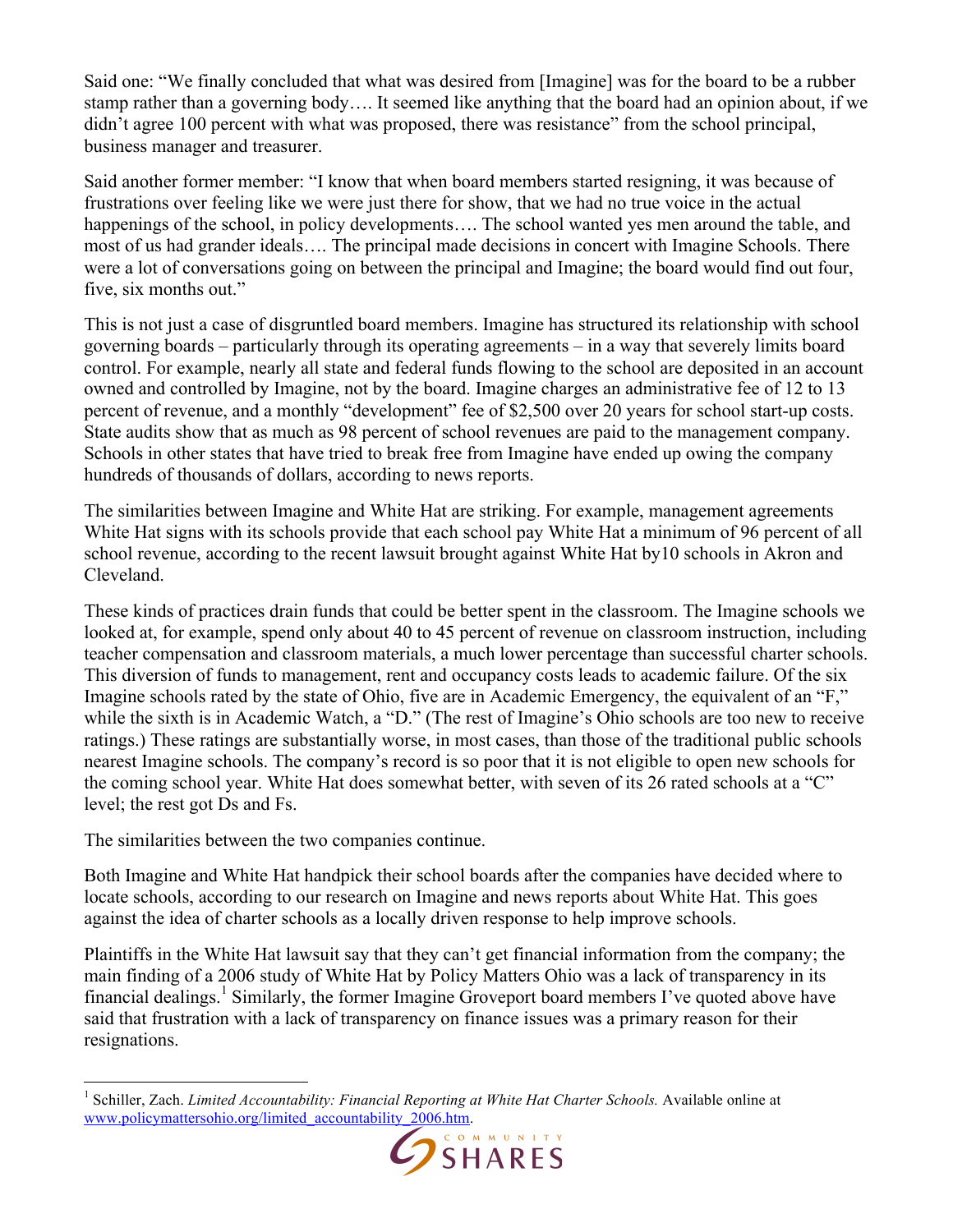Said one: “We finally concluded that what was desired from [Imagine] was for the board to be a rubber stamp rather than a governing body…. It seemed like anything that the board had an opinion about, if we didn’t agree 100 percent with what was proposed, there was resistance” from the school principal, business manager and treasurer.

Said another former member: “I know that when board members started resigning, it was because of frustrations over feeling like we were just there for show, that we had no true voice in the actual happenings of the school, in policy developments…. The school wanted yes men around the table, and most of us had grander ideals…. The principal made decisions in concert with Imagine Schools. There were a lot of conversations going on between the principal and Imagine; the board would find out four, five, six months out.”

This is not just a case of disgruntled board members. Imagine has structured its relationship with school governing boards – particularly through its operating agreements – in a way that severely limits board control. For example, nearly all state and federal funds flowing to the school are deposited in an account owned and controlled by Imagine, not by the board. Imagine charges an administrative fee of 12 to 13 percent of revenue, and a monthly “development” fee of $2,500 over 20 years for school start-up costs. State audits show that as much as 98 percent of school revenues are paid to the management company. Schools in other states that have tried to break free from Imagine have ended up owing the company hundreds of thousands of dollars, according to news reports.

The similarities between Imagine and White Hat are striking. For example, management agreements White Hat signs with its schools provide that each school pay White Hat a minimum of 96 percent of all school revenue, according to the recent lawsuit brought against White Hat by10 schools in Akron and Cleveland.

These kinds of practices drain funds that could be better spent in the classroom. The Imagine schools we looked at, for example, spend only about 40 to 45 percent of revenue on classroom instruction, including teacher compensation and classroom materials, a much lower percentage than successful charter schools. This diversion of funds to management, rent and occupancy costs leads to academic failure. Of the six Imagine schools rated by the state of Ohio, five are in Academic Emergency, the equivalent of an “F,” while the sixth is in Academic Watch, a “D.” (The rest of Imagine’s Ohio schools are too new to receive ratings.) These ratings are substantially worse, in most cases, than those of the traditional public schools nearest Imagine schools. The company’s record is so poor that it is not eligible to open new schools for the coming school year. White Hat does somewhat better, with seven of its 26 rated schools at a “C” level; the rest got Ds and Fs.

The similarities between the two companies continue.

Both Imagine and White Hat handpick their school boards after the companies have decided where to locate schools, according to our research on Imagine and news reports about White Hat. This goes against the idea of charter schools as a locally driven response to help improve schools.

Plaintiffs in the White Hat lawsuit say that they can’t get financial information from the company; the main finding of a 2006 study of White Hat by Policy Matters Ohio was a lack of transparency in its financial dealings.[1] Similarly, the former Imagine Groveport board members I’ve quoted above have said that frustration with a lack of transparency on finance issues was a primary reason for their resignations.

[1] Schiller, Zach. *Limited Accountability: Financial Reporting at White Hat Charter Schools.* Available online at www.policymattersohio.org/limited_accountability_2006.htm.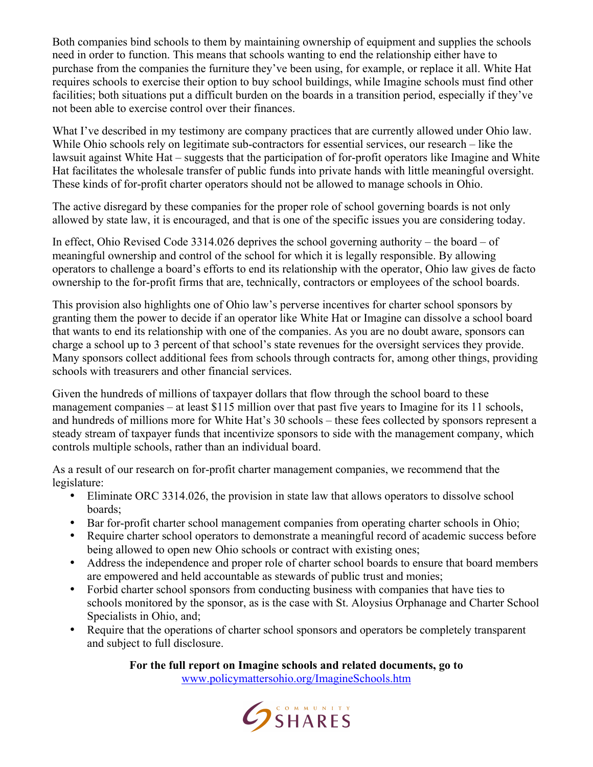Both companies bind schools to them by maintaining ownership of equipment and supplies the schools need in order to function. This means that schools wanting to end the relationship either have to purchase from the companies the furniture they've been using, for example, or replace it all. White Hat requires schools to exercise their option to buy school buildings, while Imagine schools must find other facilities; both situations put a difficult burden on the boards in a transition period, especially if they've not been able to exercise control over their finances.

What I've described in my testimony are company practices that are currently allowed under Ohio law. While Ohio schools rely on legitimate sub-contractors for essential services, our research – like the lawsuit against White Hat – suggests that the participation of for-profit operators like Imagine and White Hat facilitates the wholesale transfer of public funds into private hands with little meaningful oversight. These kinds of for-profit charter operators should not be allowed to manage schools in Ohio.

The active disregard by these companies for the proper role of school governing boards is not only allowed by state law, it is encouraged, and that is one of the specific issues you are considering today.

In effect, Ohio Revised Code 3314.026 deprives the school governing authority – the board – of meaningful ownership and control of the school for which it is legally responsible. By allowing operators to challenge a board's efforts to end its relationship with the operator, Ohio law gives de facto ownership to the for-profit firms that are, technically, contractors or employees of the school boards.

This provision also highlights one of Ohio law's perverse incentives for charter school sponsors by granting them the power to decide if an operator like White Hat or Imagine can dissolve a school board that wants to end its relationship with one of the companies. As you are no doubt aware, sponsors can charge a school up to 3 percent of that school's state revenues for the oversight services they provide. Many sponsors collect additional fees from schools through contracts for, among other things, providing schools with treasurers and other financial services.

Given the hundreds of millions of taxpayer dollars that flow through the school board to these management companies – at least $115 million over that past five years to Imagine for its 11 schools, and hundreds of millions more for White Hat's 30 schools – these fees collected by sponsors represent a steady stream of taxpayer funds that incentivize sponsors to side with the management company, which controls multiple schools, rather than an individual board.

As a result of our research on for-profit charter management companies, we recommend that the legislature:

- Eliminate ORC 3314.026, the provision in state law that allows operators to dissolve school boards;
- Bar for-profit charter school management companies from operating charter schools in Ohio;
- Require charter school operators to demonstrate a meaningful record of academic success before being allowed to open new Ohio schools or contract with existing ones;
- Address the independence and proper role of charter school boards to ensure that board members are empowered and held accountable as stewards of public trust and monies;
- Forbid charter school sponsors from conducting business with companies that have ties to schools monitored by the sponsor, as is the case with St. Aloysius Orphanage and Charter School Specialists in Ohio, and;
- Require that the operations of charter school sponsors and operators be completely transparent and subject to full disclosure.

**For the full report on Imagine schools and related documents, go to**
www.policymattersohio.org/ImagineSchools.htm

COMMUNITY SHARES